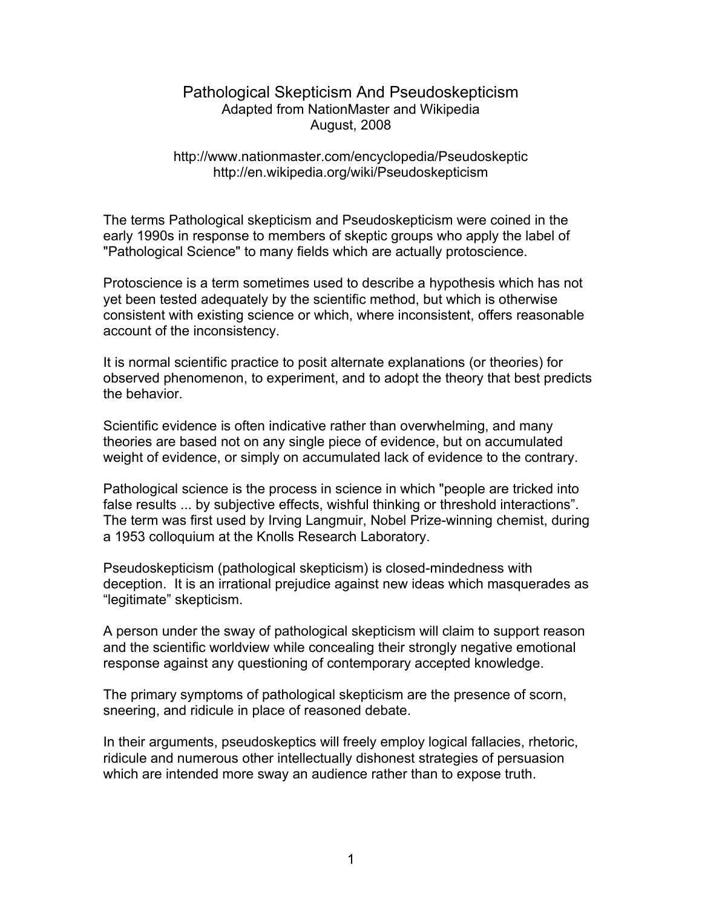# Pathological Skepticism And Pseudoskepticism

Adapted from NationMaster and Wikipedia
August, 2008

http://www.nationmaster.com/encyclopedia/Pseudoskeptic
http://en.wikipedia.org/wiki/Pseudoskepticism

The terms Pathological skepticism and Pseudoskepticism were coined in the early 1990s in response to members of skeptic groups who apply the label of "Pathological Science" to many fields which are actually protoscience.

Protoscience is a term sometimes used to describe a hypothesis which has not yet been tested adequately by the scientific method, but which is otherwise consistent with existing science or which, where inconsistent, offers reasonable account of the inconsistency.

It is normal scientific practice to posit alternate explanations (or theories) for observed phenomenon, to experiment, and to adopt the theory that best predicts the behavior.

Scientific evidence is often indicative rather than overwhelming, and many theories are based not on any single piece of evidence, but on accumulated weight of evidence, or simply on accumulated lack of evidence to the contrary.

Pathological science is the process in science in which "people are tricked into false results ... by subjective effects, wishful thinking or threshold interactions". The term was first used by Irving Langmuir, Nobel Prize-winning chemist, during a 1953 colloquium at the Knolls Research Laboratory.

Pseudoskepticism (pathological skepticism) is closed-mindedness with deception. It is an irrational prejudice against new ideas which masquerades as "legitimate" skepticism.

A person under the sway of pathological skepticism will claim to support reason and the scientific worldview while concealing their strongly negative emotional response against any questioning of contemporary accepted knowledge.

The primary symptoms of pathological skepticism are the presence of scorn, sneering, and ridicule in place of reasoned debate.

In their arguments, pseudoskeptics will freely employ logical fallacies, rhetoric, ridicule and numerous other intellectually dishonest strategies of persuasion which are intended more sway an audience rather than to expose truth.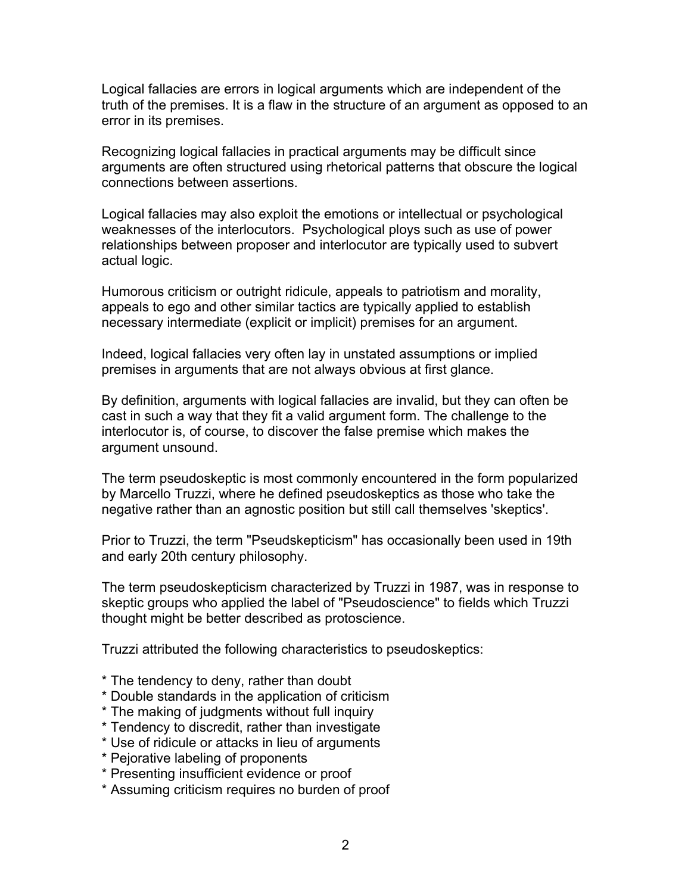Logical fallacies are errors in logical arguments which are independent of the truth of the premises. It is a flaw in the structure of an argument as opposed to an error in its premises.

Recognizing logical fallacies in practical arguments may be difficult since arguments are often structured using rhetorical patterns that obscure the logical connections between assertions.

Logical fallacies may also exploit the emotions or intellectual or psychological weaknesses of the interlocutors. Psychological ploys such as use of power relationships between proposer and interlocutor are typically used to subvert actual logic.

Humorous criticism or outright ridicule, appeals to patriotism and morality, appeals to ego and other similar tactics are typically applied to establish necessary intermediate (explicit or implicit) premises for an argument.

Indeed, logical fallacies very often lay in unstated assumptions or implied premises in arguments that are not always obvious at first glance.

By definition, arguments with logical fallacies are invalid, but they can often be cast in such a way that they fit a valid argument form. The challenge to the interlocutor is, of course, to discover the false premise which makes the argument unsound.

The term pseudoskeptic is most commonly encountered in the form popularized by Marcello Truzzi, where he defined pseudoskeptics as those who take the negative rather than an agnostic position but still call themselves 'skeptics'.

Prior to Truzzi, the term "Pseudskepticism" has occasionally been used in 19th and early 20th century philosophy.

The term pseudoskepticism characterized by Truzzi in 1987, was in response to skeptic groups who applied the label of "Pseudoscience" to fields which Truzzi thought might be better described as protoscience.

Truzzi attributed the following characteristics to pseudoskeptics:

* The tendency to deny, rather than doubt
* Double standards in the application of criticism
* The making of judgments without full inquiry
* Tendency to discredit, rather than investigate
* Use of ridicule or attacks in lieu of arguments
* Pejorative labeling of proponents
* Presenting insufficient evidence or proof
* Assuming criticism requires no burden of proof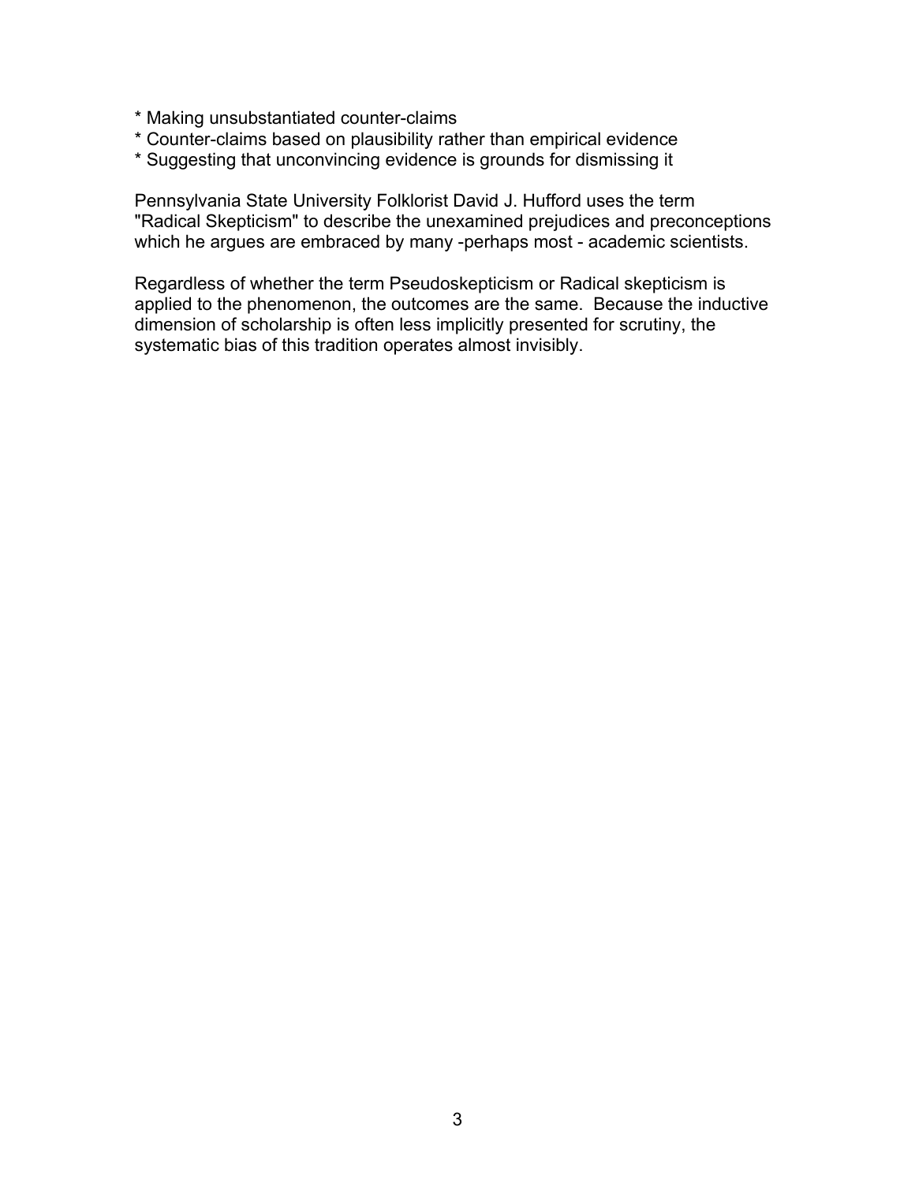* Making unsubstantiated counter-claims
* Counter-claims based on plausibility rather than empirical evidence
* Suggesting that unconvincing evidence is grounds for dismissing it

Pennsylvania State University Folklorist David J. Hufford uses the term "Radical Skepticism" to describe the unexamined prejudices and preconceptions which he argues are embraced by many -perhaps most - academic scientists.

Regardless of whether the term Pseudoskepticism or Radical skepticism is applied to the phenomenon, the outcomes are the same. Because the inductive dimension of scholarship is often less implicitly presented for scrutiny, the systematic bias of this tradition operates almost invisibly.